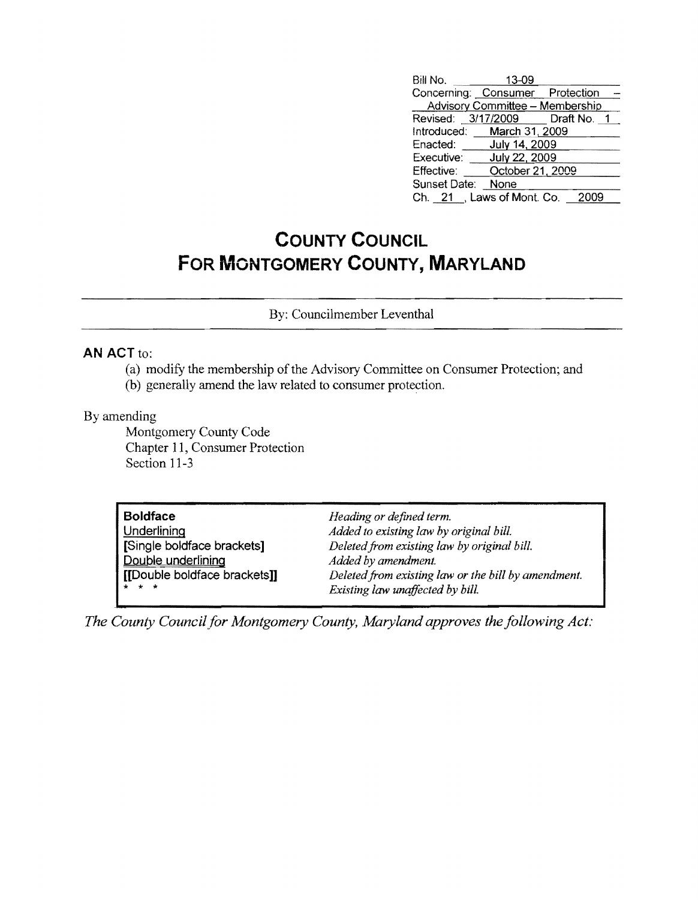| | |
|---|---|
| Bill No. | 13-09 |
| Concerning: | Consumer Protection – Advisory Committee – Membership |
| Revised: | 3/17/2009 Draft No. 1 |
| Introduced: | March 31, 2009 |
| Enacted: | July 14, 2009 |
| Executive: | July 22, 2009 |
| Effective: | October 21, 2009 |
| Sunset Date: | None |
| Ch. 21, Laws of Mont. Co. | 2009 |

# COUNTY COUNCIL FOR MONTGOMERY COUNTY, MARYLAND

By: Councilmember Leventhal

**AN ACT** to:

(a) modify the membership of the Advisory Committee on Consumer Protection; and
(b) generally amend the law related to consumer protection.

By amending
Montgomery County Code
Chapter 11, Consumer Protection
Section 11-3

| | |
|---|---|
| **Boldface** | *Heading or defined term.* |
| Underlining | *Added to existing law by original bill.* |
| **[Single boldface brackets]** | *Deleted from existing law by original bill.* |
| Double underlining | *Added by amendment.* |
| **[[Double boldface brackets]]** | *Deleted from existing law or the bill by amendment.* |
| * * * | *Existing law unaffected by bill.* |

*The County Council for Montgomery County, Maryland approves the following Act:*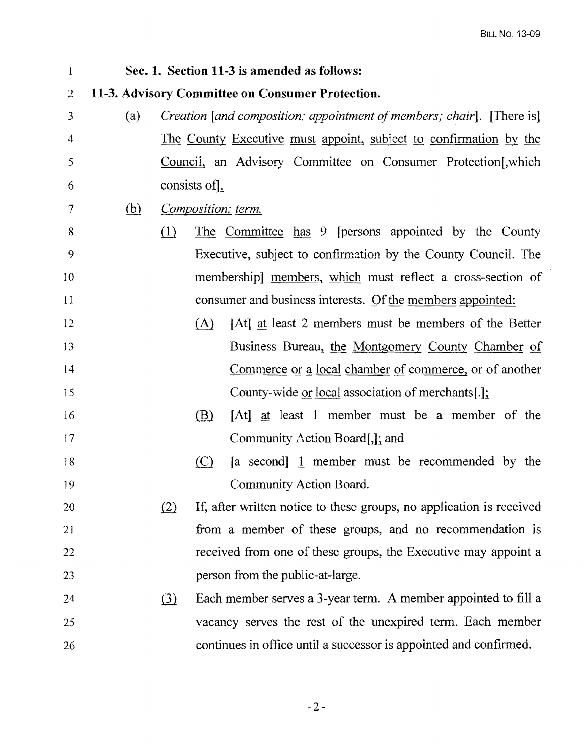**Sec. 1. Section 11-3 is amended as follows:**

**11-3. Advisory Committee on Consumer Protection.**

(a) *Creation [and composition; appointment of members; chair]*. [There is] The County Executive must appoint, subject to confirmation by the Council, an Advisory Committee on Consumer Protection[,which consists of].

(b) *Composition; term.*

(1) The Committee has 9 [persons appointed by the County Executive, subject to confirmation by the County Council. The membership] members, which must reflect a cross-section of consumer and business interests. Of the members appointed:

(A) [At] at least 2 members must be members of the Better Business Bureau, the Montgomery County Chamber of Commerce or a local chamber of commerce, or of another County-wide or local association of merchants[.];

(B) [At] at least 1 member must be a member of the Community Action Board[,]; and

(C) [a second] 1 member must be recommended by the Community Action Board.

(2) If, after written notice to these groups, no application is received from a member of these groups, and no recommendation is received from one of these groups, the Executive may appoint a person from the public-at-large.

(3) Each member serves a 3-year term. A member appointed to fill a vacancy serves the rest of the unexpired term. Each member continues in office until a successor is appointed and confirmed.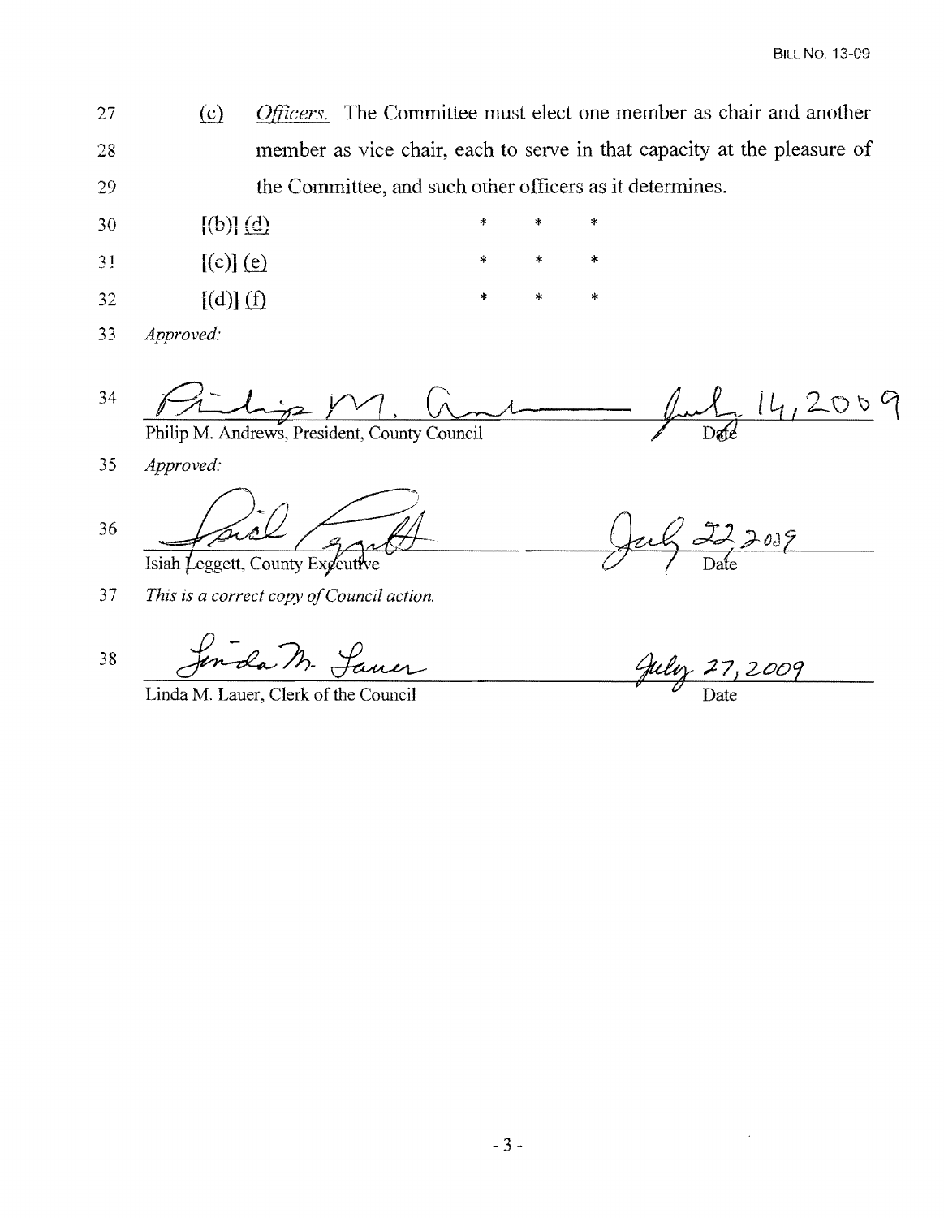27 (c) *Officers.* The Committee must elect one member as chair and another

28 member as vice chair, each to serve in that capacity at the pleasure of

29 the Committee, and such other officers as it determines.

30 [(b)] (d) * * *

31 [(c)] (e) * * *

32 [(d)] (f) * * *

33 *Approved:*

34 Philip M. Andrews, President, County Council — July 14, 2009 — Date

35 *Approved:*

36 Isiah Leggett, County Executive — July 22, 2009 — Date

37 *This is a correct copy of Council action.*

38 Linda M. Lauer, Clerk of the Council — July 27, 2009 — Date